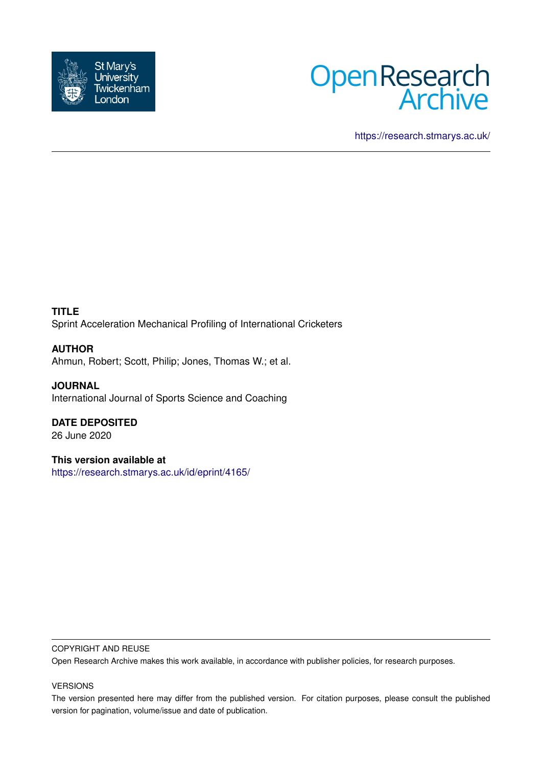St Mary's University Twickenham London

Open Research Archive

https://research.stmarys.ac.uk/

**TITLE**
Sprint Acceleration Mechanical Profiling of International Cricketers

**AUTHOR**
Ahmun, Robert; Scott, Philip; Jones, Thomas W.; et al.

**JOURNAL**
International Journal of Sports Science and Coaching

**DATE DEPOSITED**
26 June 2020

**This version available at**
https://research.stmarys.ac.uk/id/eprint/4165/

COPYRIGHT AND REUSE

Open Research Archive makes this work available, in accordance with publisher policies, for research purposes.

VERSIONS

The version presented here may differ from the published version. For citation purposes, please consult the published version for pagination, volume/issue and date of publication.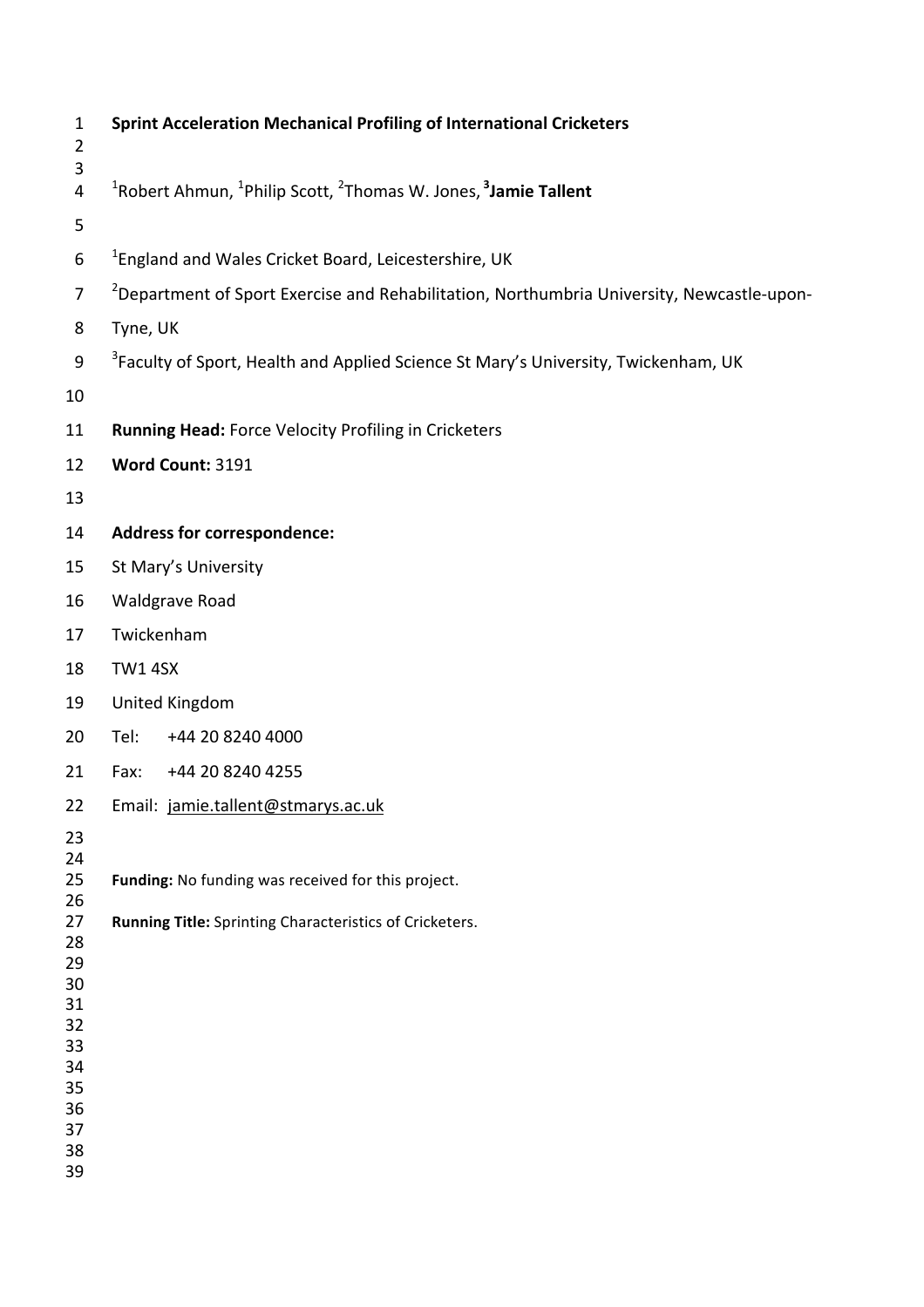# Sprint Acceleration Mechanical Profiling of International Cricketers

[1]Robert Ahmun, [1]Philip Scott, [2]Thomas W. Jones, **[3]Jamie Tallent**

[1]England and Wales Cricket Board, Leicestershire, UK

[2]Department of Sport Exercise and Rehabilitation, Northumbria University, Newcastle-upon-Tyne, UK

[3]Faculty of Sport, Health and Applied Science St Mary's University, Twickenham, UK

**Running Head:** Force Velocity Profiling in Cricketers

**Word Count:** 3191

**Address for correspondence:**

St Mary's University
Waldgrave Road
Twickenham
TW1 4SX
United Kingdom
Tel: +44 20 8240 4000
Fax: +44 20 8240 4255
Email: jamie.tallent@stmarys.ac.uk

**Funding:** No funding was received for this project.

**Running Title:** Sprinting Characteristics of Cricketers.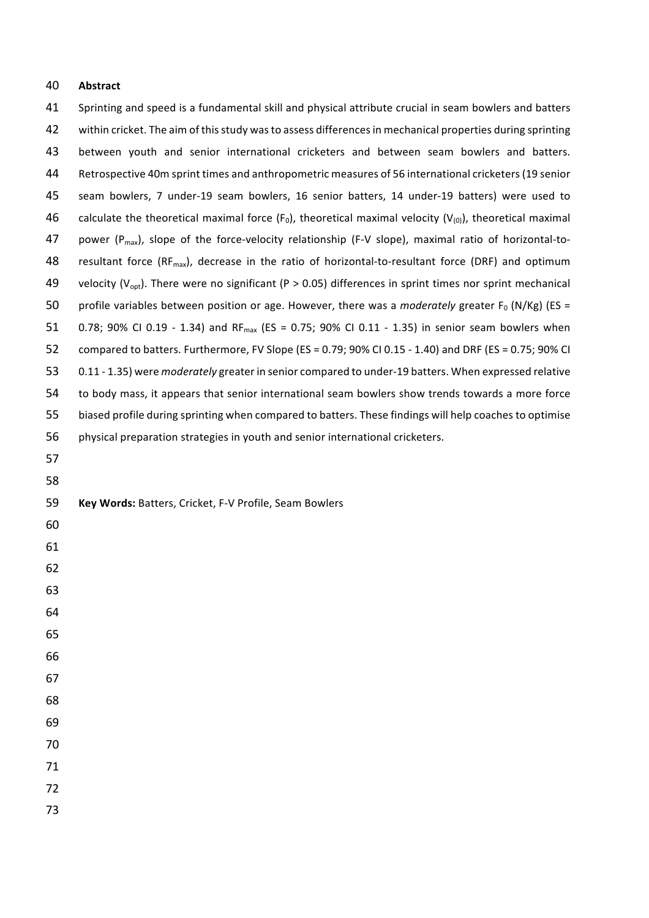## Abstract

Sprinting and speed is a fundamental skill and physical attribute crucial in seam bowlers and batters within cricket. The aim of this study was to assess differences in mechanical properties during sprinting between youth and senior international cricketers and between seam bowlers and batters. Retrospective 40m sprint times and anthropometric measures of 56 international cricketers (19 senior seam bowlers, 7 under-19 seam bowlers, 16 senior batters, 14 under-19 batters) were used to calculate the theoretical maximal force ($F_0$), theoretical maximal velocity ($V_{(0)}$), theoretical maximal power ($P_{max}$), slope of the force-velocity relationship (F-V slope), maximal ratio of horizontal-to-resultant force ($RF_{max}$), decrease in the ratio of horizontal-to-resultant force (DRF) and optimum velocity ($V_{opt}$). There were no significant ($P > 0.05$) differences in sprint times nor sprint mechanical profile variables between position or age. However, there was a *moderately* greater $F_0$ (N/Kg) (ES = 0.78; 90% CI 0.19 - 1.34) and $RF_{max}$ (ES = 0.75; 90% CI 0.11 - 1.35) in senior seam bowlers when compared to batters. Furthermore, FV Slope (ES = 0.79; 90% CI 0.15 - 1.40) and DRF (ES = 0.75; 90% CI 0.11 - 1.35) were *moderately* greater in senior compared to under-19 batters. When expressed relative to body mass, it appears that senior international seam bowlers show trends towards a more force biased profile during sprinting when compared to batters. These findings will help coaches to optimise physical preparation strategies in youth and senior international cricketers.

**Key Words:** Batters, Cricket, F-V Profile, Seam Bowlers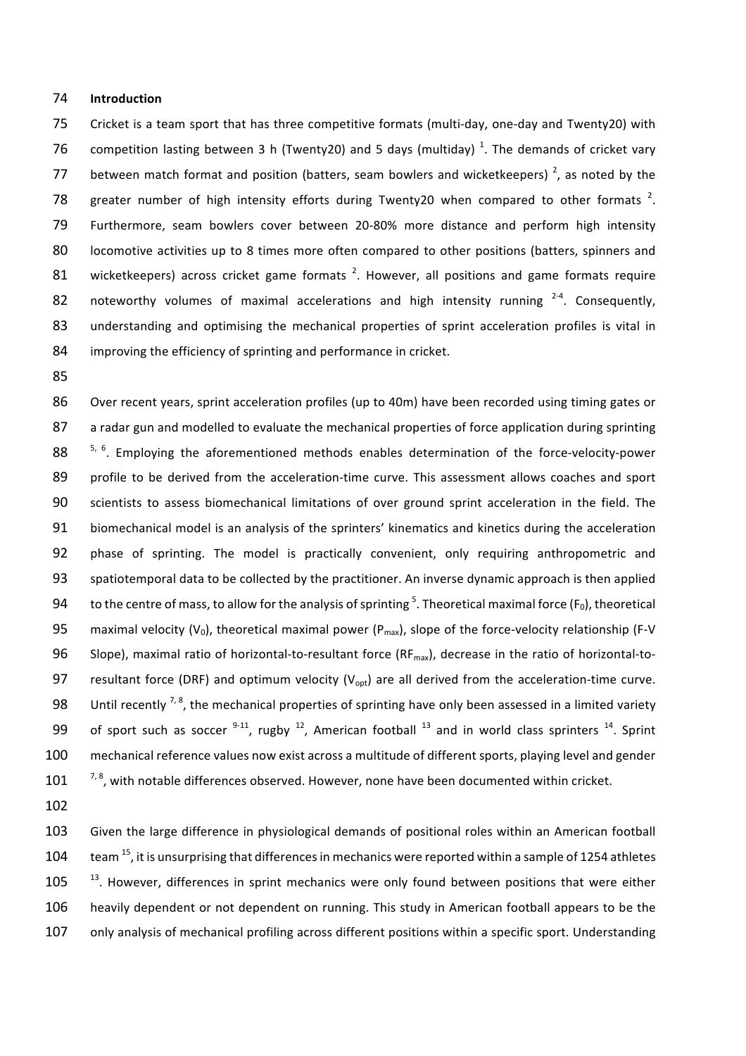## Introduction

Cricket is a team sport that has three competitive formats (multi-day, one-day and Twenty20) with competition lasting between 3 h (Twenty20) and 5 days (multiday) [1]. The demands of cricket vary between match format and position (batters, seam bowlers and wicketkeepers) [2], as noted by the greater number of high intensity efforts during Twenty20 when compared to other formats [2]. Furthermore, seam bowlers cover between 20-80% more distance and perform high intensity locomotive activities up to 8 times more often compared to other positions (batters, spinners and wicketkeepers) across cricket game formats [2]. However, all positions and game formats require noteworthy volumes of maximal accelerations and high intensity running [2-4]. Consequently, understanding and optimising the mechanical properties of sprint acceleration profiles is vital in improving the efficiency of sprinting and performance in cricket.

Over recent years, sprint acceleration profiles (up to 40m) have been recorded using timing gates or a radar gun and modelled to evaluate the mechanical properties of force application during sprinting [5, 6]. Employing the aforementioned methods enables determination of the force-velocity-power profile to be derived from the acceleration-time curve. This assessment allows coaches and sport scientists to assess biomechanical limitations of over ground sprint acceleration in the field. The biomechanical model is an analysis of the sprinters' kinematics and kinetics during the acceleration phase of sprinting. The model is practically convenient, only requiring anthropometric and spatiotemporal data to be collected by the practitioner. An inverse dynamic approach is then applied to the centre of mass, to allow for the analysis of sprinting [5]. Theoretical maximal force ($F_0$), theoretical maximal velocity ($V_0$), theoretical maximal power ($P_{max}$), slope of the force-velocity relationship (F-V Slope), maximal ratio of horizontal-to-resultant force ($RF_{max}$), decrease in the ratio of horizontal-to-resultant force (DRF) and optimum velocity ($V_{opt}$) are all derived from the acceleration-time curve. Until recently [7, 8], the mechanical properties of sprinting have only been assessed in a limited variety of sport such as soccer [9-11], rugby [12], American football [13] and in world class sprinters [14]. Sprint mechanical reference values now exist across a multitude of different sports, playing level and gender [7, 8], with notable differences observed. However, none have been documented within cricket.

Given the large difference in physiological demands of positional roles within an American football team [15], it is unsurprising that differences in mechanics were reported within a sample of 1254 athletes [13]. However, differences in sprint mechanics were only found between positions that were either heavily dependent or not dependent on running. This study in American football appears to be the only analysis of mechanical profiling across different positions within a specific sport. Understanding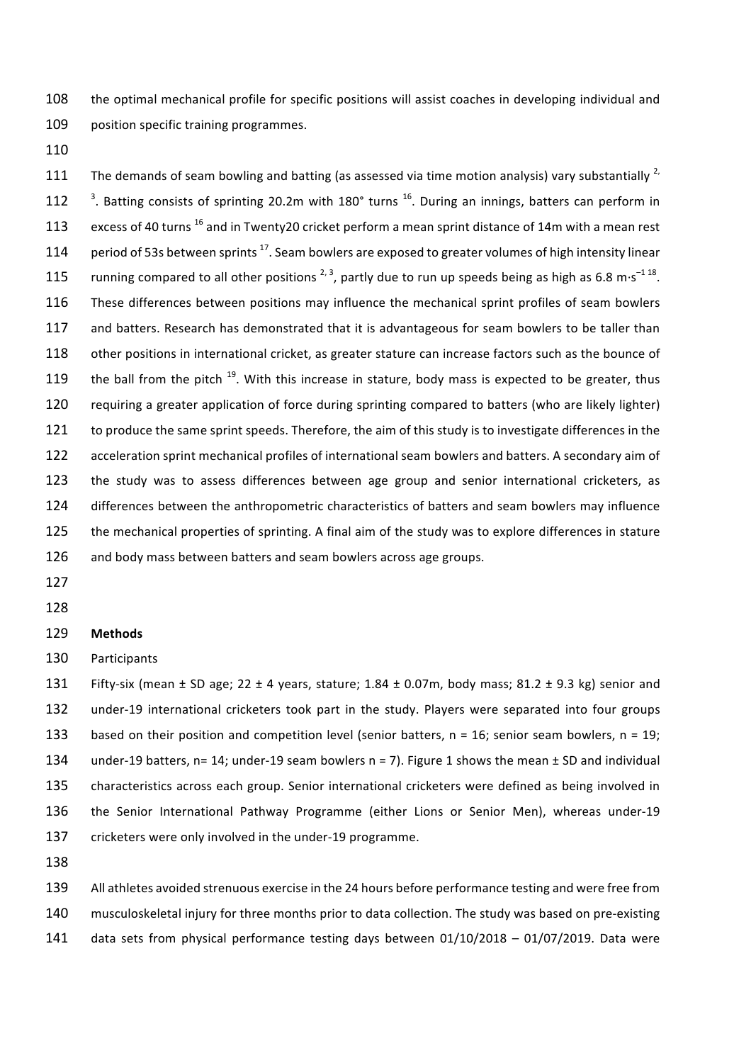the optimal mechanical profile for specific positions will assist coaches in developing individual and position specific training programmes.

The demands of seam bowling and batting (as assessed via time motion analysis) vary substantially [2, 3]. Batting consists of sprinting 20.2m with 180° turns [16]. During an innings, batters can perform in excess of 40 turns [16] and in Twenty20 cricket perform a mean sprint distance of 14m with a mean rest period of 53s between sprints [17]. Seam bowlers are exposed to greater volumes of high intensity linear running compared to all other positions [2, 3], partly due to run up speeds being as high as 6.8 $m{\cdot}s^{-1}$ [18]. These differences between positions may influence the mechanical sprint profiles of seam bowlers and batters. Research has demonstrated that it is advantageous for seam bowlers to be taller than other positions in international cricket, as greater stature can increase factors such as the bounce of the ball from the pitch [19]. With this increase in stature, body mass is expected to be greater, thus requiring a greater application of force during sprinting compared to batters (who are likely lighter) to produce the same sprint speeds. Therefore, the aim of this study is to investigate differences in the acceleration sprint mechanical profiles of international seam bowlers and batters. A secondary aim of the study was to assess differences between age group and senior international cricketers, as differences between the anthropometric characteristics of batters and seam bowlers may influence the mechanical properties of sprinting. A final aim of the study was to explore differences in stature and body mass between batters and seam bowlers across age groups.

## Methods

Participants

Fifty-six (mean ± SD age; 22 ± 4 years, stature; 1.84 ± 0.07m, body mass; 81.2 ± 9.3 kg) senior and under-19 international cricketers took part in the study. Players were separated into four groups based on their position and competition level (senior batters, n = 16; senior seam bowlers, n = 19; under-19 batters, n= 14; under-19 seam bowlers n = 7). Figure 1 shows the mean ± SD and individual characteristics across each group. Senior international cricketers were defined as being involved in the Senior International Pathway Programme (either Lions or Senior Men), whereas under-19 cricketers were only involved in the under-19 programme.

All athletes avoided strenuous exercise in the 24 hours before performance testing and were free from musculoskeletal injury for three months prior to data collection. The study was based on pre-existing data sets from physical performance testing days between 01/10/2018 – 01/07/2019. Data were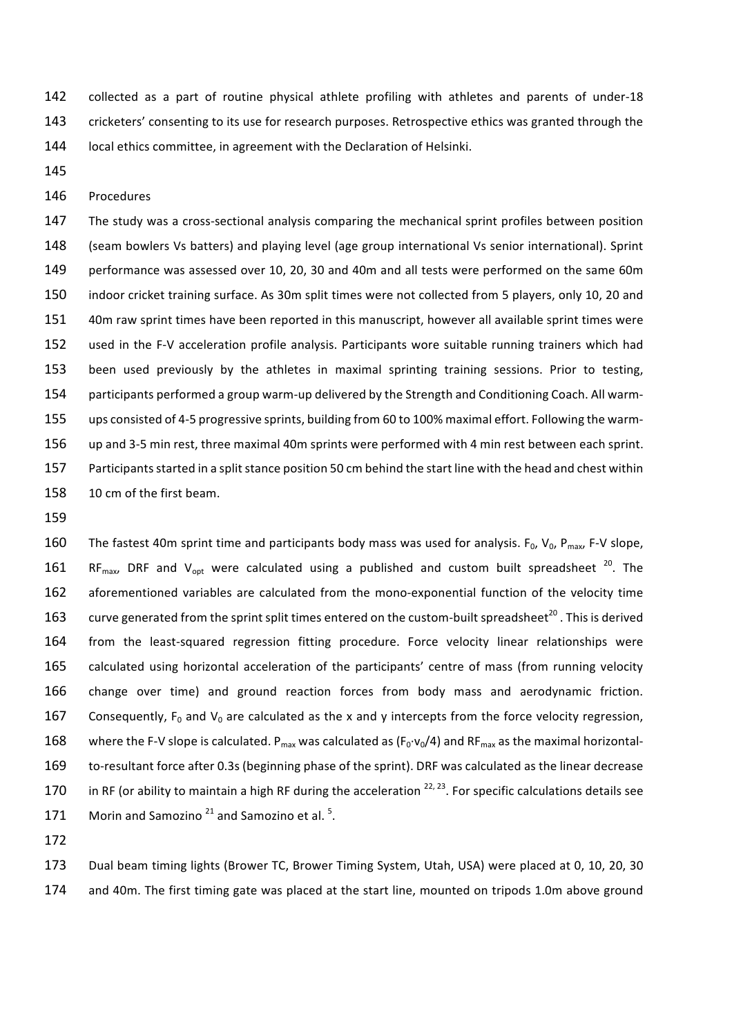collected as a part of routine physical athlete profiling with athletes and parents of under-18 cricketers' consenting to its use for research purposes. Retrospective ethics was granted through the local ethics committee, in agreement with the Declaration of Helsinki.

Procedures

The study was a cross-sectional analysis comparing the mechanical sprint profiles between position (seam bowlers Vs batters) and playing level (age group international Vs senior international). Sprint performance was assessed over 10, 20, 30 and 40m and all tests were performed on the same 60m indoor cricket training surface. As 30m split times were not collected from 5 players, only 10, 20 and 40m raw sprint times have been reported in this manuscript, however all available sprint times were used in the F-V acceleration profile analysis. Participants wore suitable running trainers which had been used previously by the athletes in maximal sprinting training sessions. Prior to testing, participants performed a group warm-up delivered by the Strength and Conditioning Coach. All warm-ups consisted of 4-5 progressive sprints, building from 60 to 100% maximal effort. Following the warm-up and 3-5 min rest, three maximal 40m sprints were performed with 4 min rest between each sprint. Participants started in a split stance position 50 cm behind the start line with the head and chest within 10 cm of the first beam.

The fastest 40m sprint time and participants body mass was used for analysis. $F_0$, $V_0$, $P_{max}$, F-V slope, $RF_{max}$, DRF and $V_{opt}$ were calculated using a published and custom built spreadsheet [20]. The aforementioned variables are calculated from the mono-exponential function of the velocity time curve generated from the sprint split times entered on the custom-built spreadsheet[20]. This is derived from the least-squared regression fitting procedure. Force velocity linear relationships were calculated using horizontal acceleration of the participants' centre of mass (from running velocity change over time) and ground reaction forces from body mass and aerodynamic friction. Consequently, $F_0$ and $V_0$ are calculated as the x and y intercepts from the force velocity regression, where the F-V slope is calculated. $P_{max}$ was calculated as ($F_0 \cdot v_0/4$) and $RF_{max}$ as the maximal horizontal-to-resultant force after 0.3s (beginning phase of the sprint). DRF was calculated as the linear decrease in RF (or ability to maintain a high RF during the acceleration [22, 23]. For specific calculations details see Morin and Samozino [21] and Samozino et al. [5].

Dual beam timing lights (Brower TC, Brower Timing System, Utah, USA) were placed at 0, 10, 20, 30 and 40m. The first timing gate was placed at the start line, mounted on tripods 1.0m above ground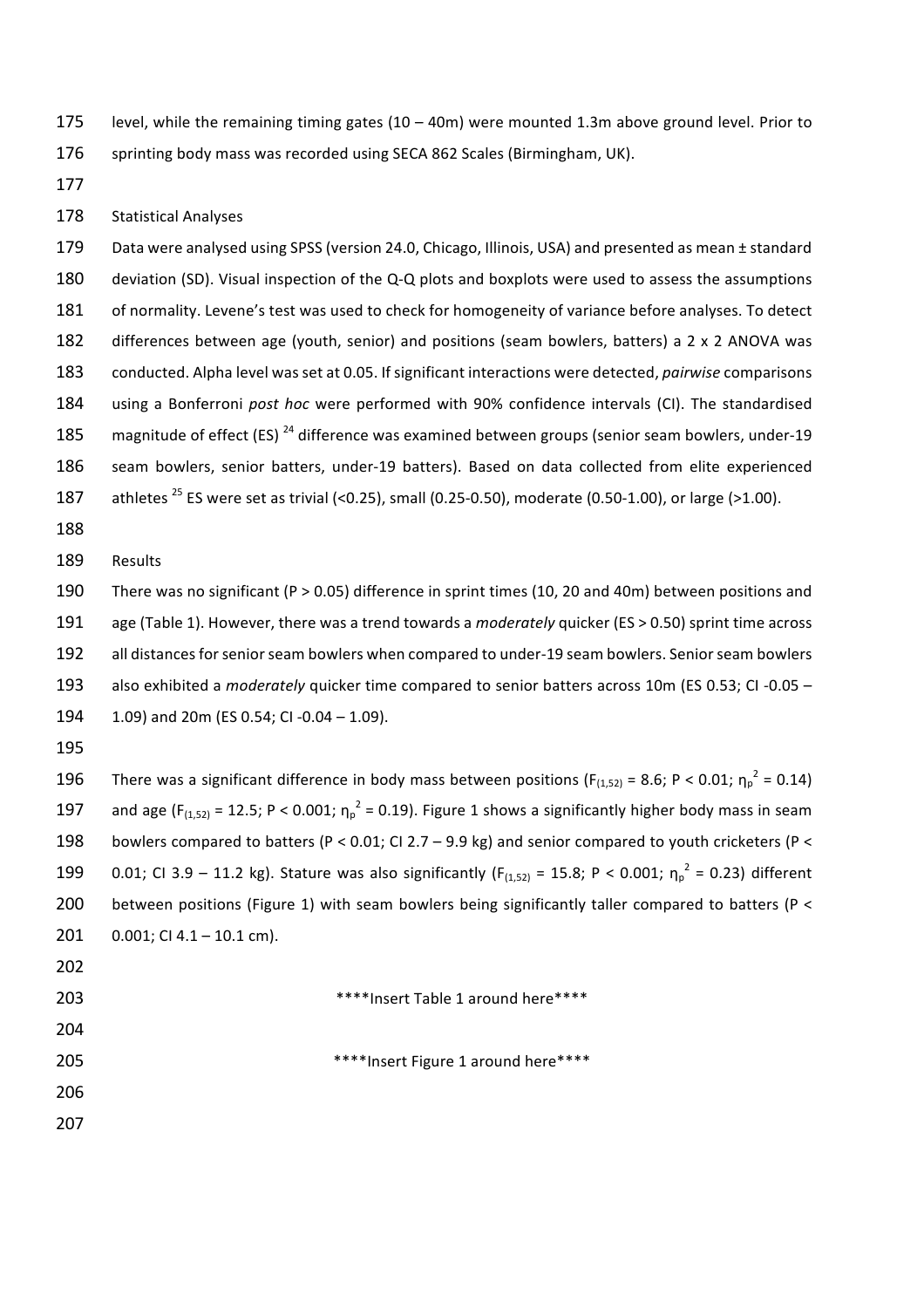level, while the remaining timing gates (10 – 40m) were mounted 1.3m above ground level. Prior to sprinting body mass was recorded using SECA 862 Scales (Birmingham, UK).

## Statistical Analyses

Data were analysed using SPSS (version 24.0, Chicago, Illinois, USA) and presented as mean ± standard deviation (SD). Visual inspection of the Q-Q plots and boxplots were used to assess the assumptions of normality. Levene's test was used to check for homogeneity of variance before analyses. To detect differences between age (youth, senior) and positions (seam bowlers, batters) a 2 x 2 ANOVA was conducted. Alpha level was set at 0.05. If significant interactions were detected, *pairwise* comparisons using a Bonferroni *post hoc* were performed with 90% confidence intervals (CI). The standardised magnitude of effect (ES) [24] difference was examined between groups (senior seam bowlers, under-19 seam bowlers, senior batters, under-19 batters). Based on data collected from elite experienced athletes [25] ES were set as trivial (<0.25), small (0.25-0.50), moderate (0.50-1.00), or large (>1.00).

## Results

There was no significant ($P > 0.05$) difference in sprint times (10, 20 and 40m) between positions and age (Table 1). However, there was a trend towards a *moderately* quicker (ES > 0.50) sprint time across all distances for senior seam bowlers when compared to under-19 seam bowlers. Senior seam bowlers also exhibited a *moderately* quicker time compared to senior batters across 10m (ES 0.53; CI -0.05 – 1.09) and 20m (ES 0.54; CI -0.04 – 1.09).

There was a significant difference in body mass between positions ($F_{(1,52)} = 8.6$; $P < 0.01$; $\eta_p^2 = 0.14$) and age ($F_{(1,52)} = 12.5$; $P < 0.001$; $\eta_p^2 = 0.19$). Figure 1 shows a significantly higher body mass in seam bowlers compared to batters ($P < 0.01$; CI 2.7 – 9.9 kg) and senior compared to youth cricketers ($P < 0.01$; CI 3.9 – 11.2 kg). Stature was also significantly ($F_{(1,52)} = 15.8$; $P < 0.001$; $\eta_p^2 = 0.23$) different between positions (Figure 1) with seam bowlers being significantly taller compared to batters ($P < 0.001$; CI 4.1 – 10.1 cm).

****Insert Table 1 around here****

****Insert Figure 1 around here****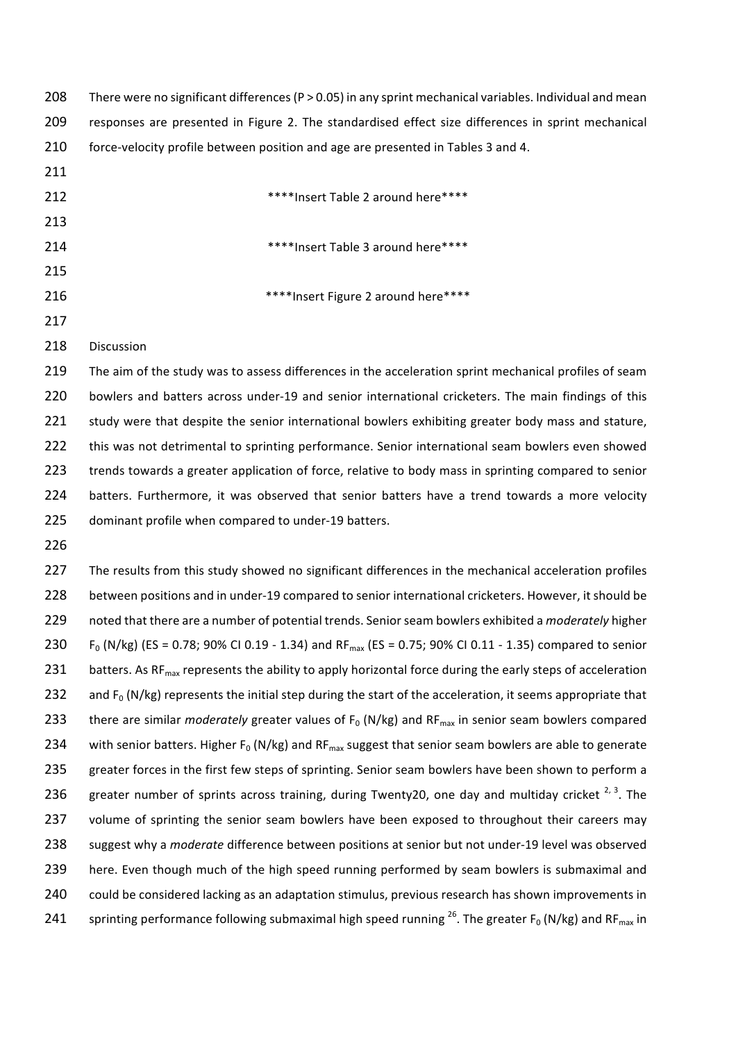There were no significant differences ($P > 0.05$) in any sprint mechanical variables. Individual and mean responses are presented in Figure 2. The standardised effect size differences in sprint mechanical force-velocity profile between position and age are presented in Tables 3 and 4.

****Insert Table 2 around here****

****Insert Table 3 around here****

****Insert Figure 2 around here****

## Discussion

The aim of the study was to assess differences in the acceleration sprint mechanical profiles of seam bowlers and batters across under-19 and senior international cricketers. The main findings of this study were that despite the senior international bowlers exhibiting greater body mass and stature, this was not detrimental to sprinting performance. Senior international seam bowlers even showed trends towards a greater application of force, relative to body mass in sprinting compared to senior batters. Furthermore, it was observed that senior batters have a trend towards a more velocity dominant profile when compared to under-19 batters.

The results from this study showed no significant differences in the mechanical acceleration profiles between positions and in under-19 compared to senior international cricketers. However, it should be noted that there are a number of potential trends. Senior seam bowlers exhibited a *moderately* higher $F_0$ (N/kg) (ES = 0.78; 90% CI 0.19 - 1.34) and $RF_{max}$ (ES = 0.75; 90% CI 0.11 - 1.35) compared to senior batters. As $RF_{max}$ represents the ability to apply horizontal force during the early steps of acceleration and $F_0$ (N/kg) represents the initial step during the start of the acceleration, it seems appropriate that there are similar *moderately* greater values of $F_0$ (N/kg) and $RF_{max}$ in senior seam bowlers compared with senior batters. Higher $F_0$ (N/kg) and $RF_{max}$ suggest that senior seam bowlers are able to generate greater forces in the first few steps of sprinting. Senior seam bowlers have been shown to perform a greater number of sprints across training, during Twenty20, one day and multiday cricket [2, 3]. The volume of sprinting the senior seam bowlers have been exposed to throughout their careers may suggest why a *moderate* difference between positions at senior but not under-19 level was observed here. Even though much of the high speed running performed by seam bowlers is submaximal and could be considered lacking as an adaptation stimulus, previous research has shown improvements in sprinting performance following submaximal high speed running [26]. The greater $F_0$ (N/kg) and $RF_{max}$ in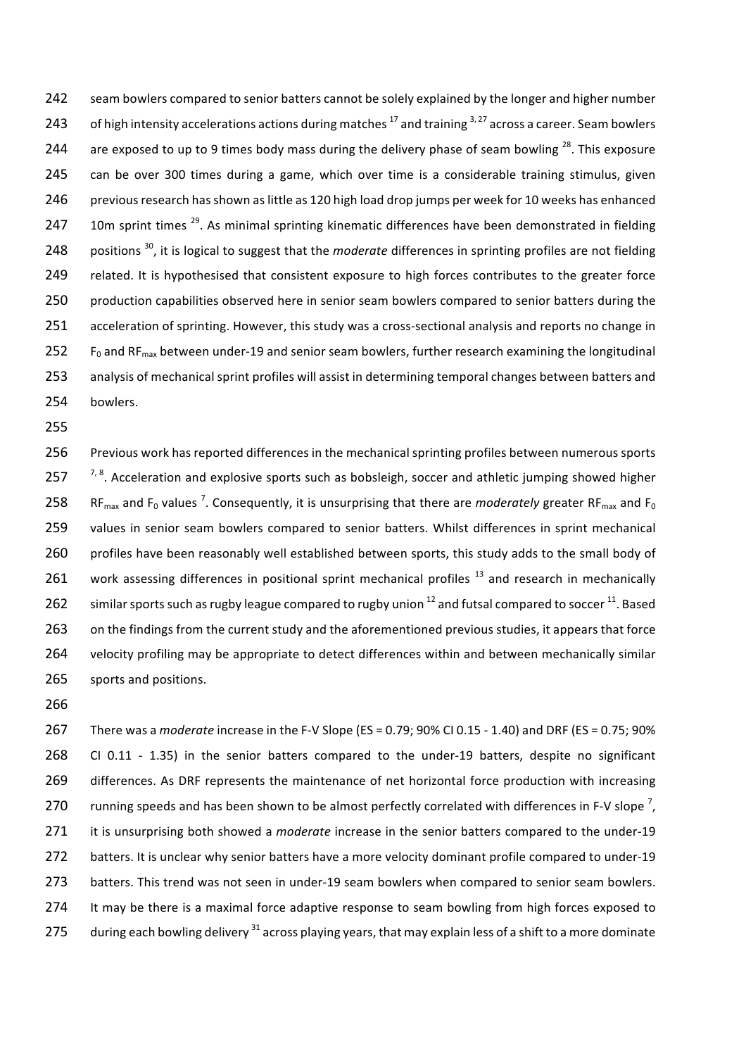seam bowlers compared to senior batters cannot be solely explained by the longer and higher number of high intensity accelerations actions during matches [17] and training [3, 27] across a career. Seam bowlers are exposed to up to 9 times body mass during the delivery phase of seam bowling [28]. This exposure can be over 300 times during a game, which over time is a considerable training stimulus, given previous research has shown as little as 120 high load drop jumps per week for 10 weeks has enhanced 10m sprint times [29]. As minimal sprinting kinematic differences have been demonstrated in fielding positions [30], it is logical to suggest that the *moderate* differences in sprinting profiles are not fielding related. It is hypothesised that consistent exposure to high forces contributes to the greater force production capabilities observed here in senior seam bowlers compared to senior batters during the acceleration of sprinting. However, this study was a cross-sectional analysis and reports no change in $F_0$ and $RF_{max}$ between under-19 and senior seam bowlers, further research examining the longitudinal analysis of mechanical sprint profiles will assist in determining temporal changes between batters and bowlers.

Previous work has reported differences in the mechanical sprinting profiles between numerous sports [7, 8]. Acceleration and explosive sports such as bobsleigh, soccer and athletic jumping showed higher $RF_{max}$ and $F_0$ values [7]. Consequently, it is unsurprising that there are *moderately* greater $RF_{max}$ and $F_0$ values in senior seam bowlers compared to senior batters. Whilst differences in sprint mechanical profiles have been reasonably well established between sports, this study adds to the small body of work assessing differences in positional sprint mechanical profiles [13] and research in mechanically similar sports such as rugby league compared to rugby union [12] and futsal compared to soccer [11]. Based on the findings from the current study and the aforementioned previous studies, it appears that force velocity profiling may be appropriate to detect differences within and between mechanically similar sports and positions.

There was a *moderate* increase in the F-V Slope (ES = 0.79; 90% CI 0.15 - 1.40) and DRF (ES = 0.75; 90% CI 0.11 - 1.35) in the senior batters compared to the under-19 batters, despite no significant differences. As DRF represents the maintenance of net horizontal force production with increasing running speeds and has been shown to be almost perfectly correlated with differences in F-V slope [7], it is unsurprising both showed a *moderate* increase in the senior batters compared to the under-19 batters. It is unclear why senior batters have a more velocity dominant profile compared to under-19 batters. This trend was not seen in under-19 seam bowlers when compared to senior seam bowlers. It may be there is a maximal force adaptive response to seam bowling from high forces exposed to during each bowling delivery [31] across playing years, that may explain less of a shift to a more dominate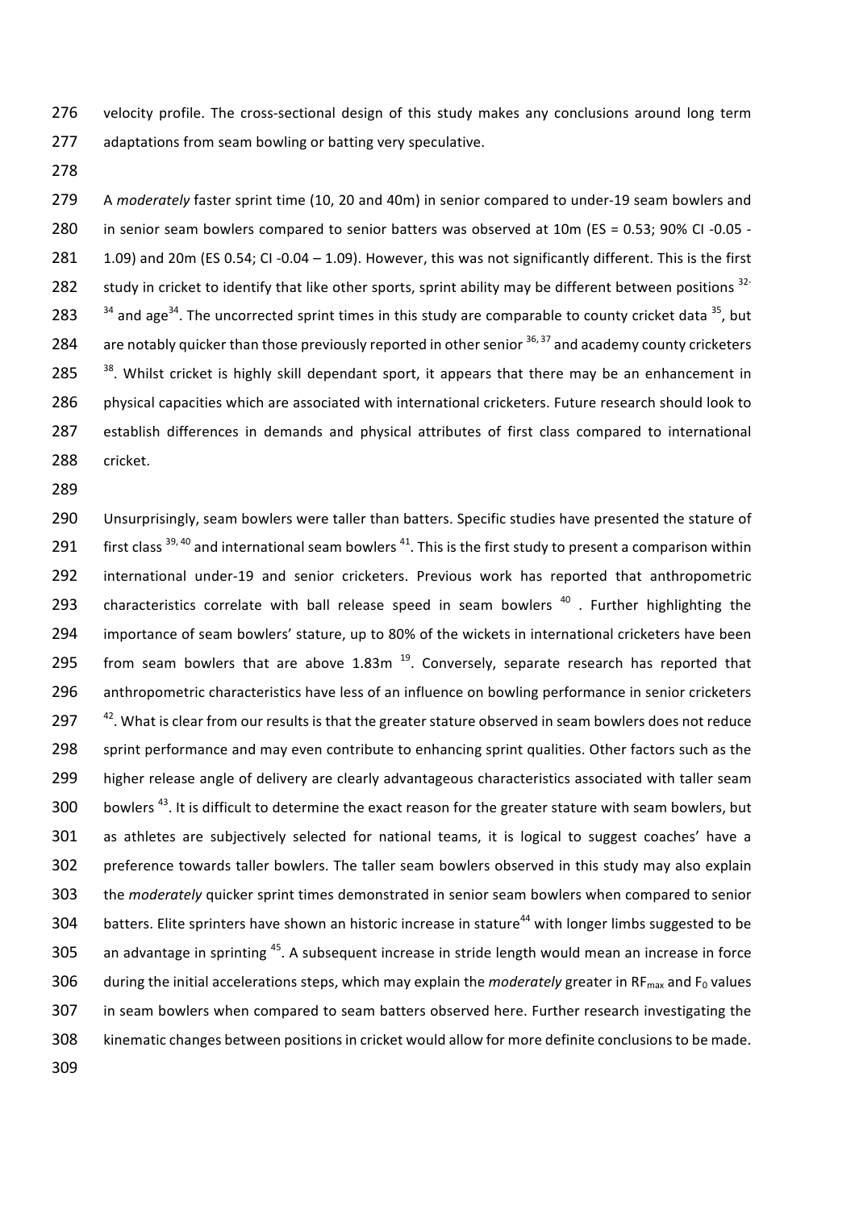velocity profile. The cross-sectional design of this study makes any conclusions around long term adaptations from seam bowling or batting very speculative.

A *moderately* faster sprint time (10, 20 and 40m) in senior compared to under-19 seam bowlers and in senior seam bowlers compared to senior batters was observed at 10m (ES = 0.53; 90% CI -0.05 - 1.09) and 20m (ES 0.54; CI -0.04 – 1.09). However, this was not significantly different. This is the first study in cricket to identify that like other sports, sprint ability may be different between positions [32-34] and age[34]. The uncorrected sprint times in this study are comparable to county cricket data [35], but are notably quicker than those previously reported in other senior [36, 37] and academy county cricketers [38]. Whilst cricket is highly skill dependant sport, it appears that there may be an enhancement in physical capacities which are associated with international cricketers. Future research should look to establish differences in demands and physical attributes of first class compared to international cricket.

Unsurprisingly, seam bowlers were taller than batters. Specific studies have presented the stature of first class [39, 40] and international seam bowlers [41]. This is the first study to present a comparison within international under-19 and senior cricketers. Previous work has reported that anthropometric characteristics correlate with ball release speed in seam bowlers [40] . Further highlighting the importance of seam bowlers' stature, up to 80% of the wickets in international cricketers have been from seam bowlers that are above 1.83m [19]. Conversely, separate research has reported that anthropometric characteristics have less of an influence on bowling performance in senior cricketers [42]. What is clear from our results is that the greater stature observed in seam bowlers does not reduce sprint performance and may even contribute to enhancing sprint qualities. Other factors such as the higher release angle of delivery are clearly advantageous characteristics associated with taller seam bowlers [43]. It is difficult to determine the exact reason for the greater stature with seam bowlers, but as athletes are subjectively selected for national teams, it is logical to suggest coaches' have a preference towards taller bowlers. The taller seam bowlers observed in this study may also explain the *moderately* quicker sprint times demonstrated in senior seam bowlers when compared to senior batters. Elite sprinters have shown an historic increase in stature[44] with longer limbs suggested to be an advantage in sprinting [45]. A subsequent increase in stride length would mean an increase in force during the initial accelerations steps, which may explain the *moderately* greater in $RF_{max}$ and $F_0$ values in seam bowlers when compared to seam batters observed here. Further research investigating the kinematic changes between positions in cricket would allow for more definite conclusions to be made.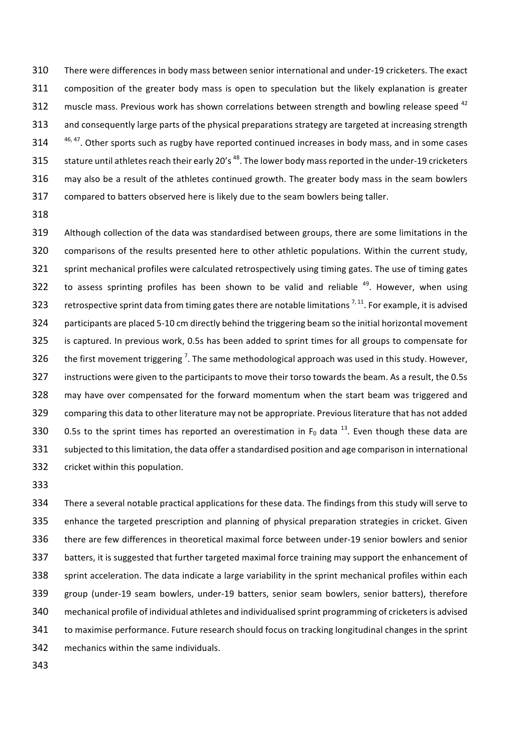There were differences in body mass between senior international and under-19 cricketers. The exact composition of the greater body mass is open to speculation but the likely explanation is greater muscle mass. Previous work has shown correlations between strength and bowling release speed [42] and consequently large parts of the physical preparations strategy are targeted at increasing strength [46, 47]. Other sports such as rugby have reported continued increases in body mass, and in some cases stature until athletes reach their early 20's [48]. The lower body mass reported in the under-19 cricketers may also be a result of the athletes continued growth. The greater body mass in the seam bowlers compared to batters observed here is likely due to the seam bowlers being taller.

Although collection of the data was standardised between groups, there are some limitations in the comparisons of the results presented here to other athletic populations. Within the current study, sprint mechanical profiles were calculated retrospectively using timing gates. The use of timing gates to assess sprinting profiles has been shown to be valid and reliable [49]. However, when using retrospective sprint data from timing gates there are notable limitations [7, 11]. For example, it is advised participants are placed 5-10 cm directly behind the triggering beam so the initial horizontal movement is captured. In previous work, 0.5s has been added to sprint times for all groups to compensate for the first movement triggering [7]. The same methodological approach was used in this study. However, instructions were given to the participants to move their torso towards the beam. As a result, the 0.5s may have over compensated for the forward momentum when the start beam was triggered and comparing this data to other literature may not be appropriate. Previous literature that has not added 0.5s to the sprint times has reported an overestimation in $F_0$ data [13]. Even though these data are subjected to this limitation, the data offer a standardised position and age comparison in international cricket within this population.

There a several notable practical applications for these data. The findings from this study will serve to enhance the targeted prescription and planning of physical preparation strategies in cricket. Given there are few differences in theoretical maximal force between under-19 senior bowlers and senior batters, it is suggested that further targeted maximal force training may support the enhancement of sprint acceleration. The data indicate a large variability in the sprint mechanical profiles within each group (under-19 seam bowlers, under-19 batters, senior seam bowlers, senior batters), therefore mechanical profile of individual athletes and individualised sprint programming of cricketers is advised to maximise performance. Future research should focus on tracking longitudinal changes in the sprint mechanics within the same individuals.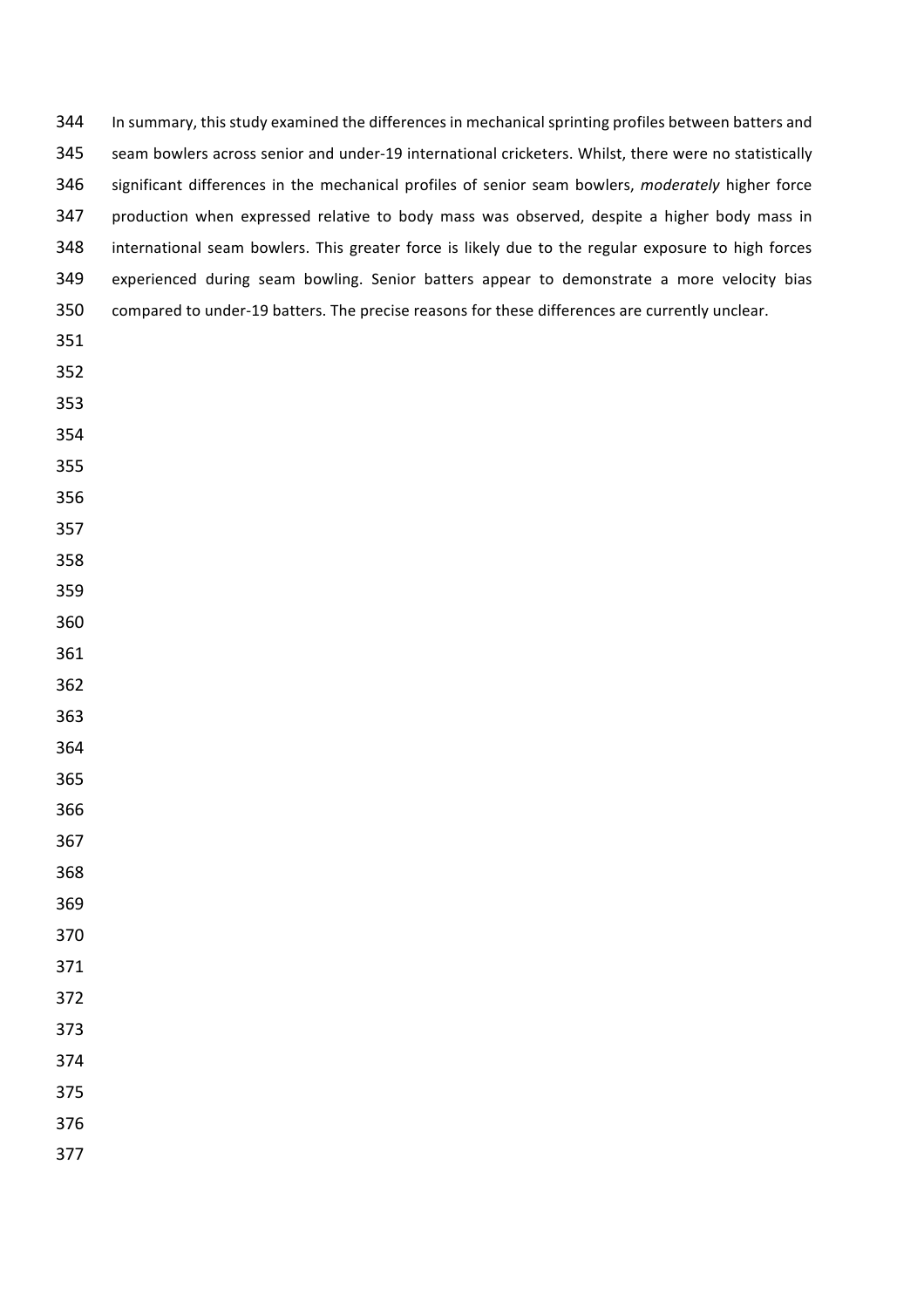In summary, this study examined the differences in mechanical sprinting profiles between batters and seam bowlers across senior and under-19 international cricketers. Whilst, there were no statistically significant differences in the mechanical profiles of senior seam bowlers, *moderately* higher force production when expressed relative to body mass was observed, despite a higher body mass in international seam bowlers. This greater force is likely due to the regular exposure to high forces experienced during seam bowling. Senior batters appear to demonstrate a more velocity bias compared to under-19 batters. The precise reasons for these differences are currently unclear.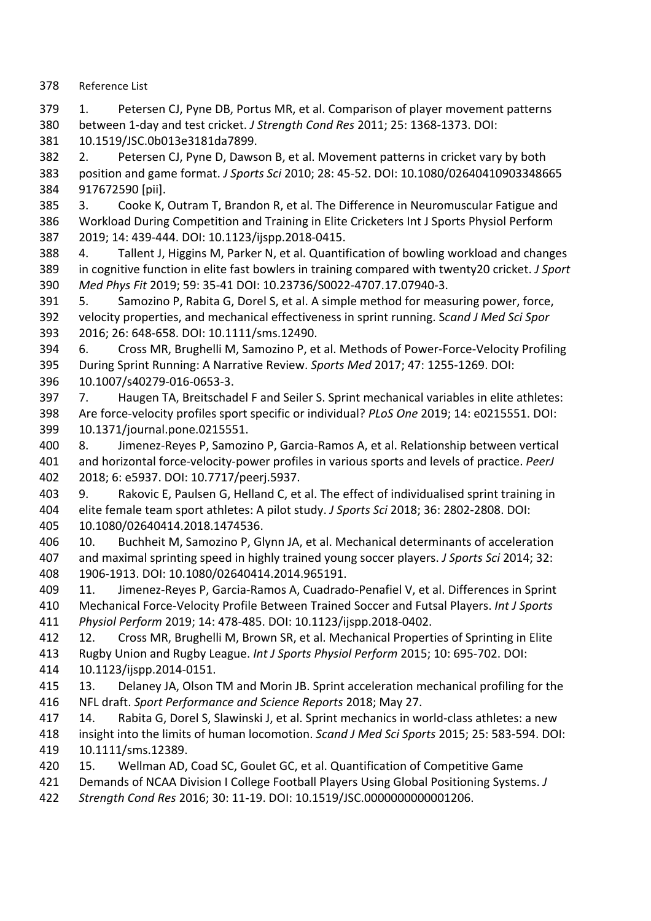Reference List

1. Petersen CJ, Pyne DB, Portus MR, et al. Comparison of player movement patterns between 1-day and test cricket. *J Strength Cond Res* 2011; 25: 1368-1373. DOI: 10.1519/JSC.0b013e3181da7899.
2. Petersen CJ, Pyne D, Dawson B, et al. Movement patterns in cricket vary by both position and game format. *J Sports Sci* 2010; 28: 45-52. DOI: 10.1080/02640410903348665 917672590 [pii].
3. Cooke K, Outram T, Brandon R, et al. The Difference in Neuromuscular Fatigue and Workload During Competition and Training in Elite Cricketers Int J Sports Physiol Perform 2019; 14: 439-444. DOI: 10.1123/ijspp.2018-0415.
4. Tallent J, Higgins M, Parker N, et al. Quantification of bowling workload and changes in cognitive function in elite fast bowlers in training compared with twenty20 cricket. *J Sport Med Phys Fit* 2019; 59: 35-41 DOI: 10.23736/S0022-4707.17.07940-3.
5. Samozino P, Rabita G, Dorel S, et al. A simple method for measuring power, force, velocity properties, and mechanical effectiveness in sprint running. S*cand J Med Sci Spor* 2016; 26: 648-658. DOI: 10.1111/sms.12490.
6. Cross MR, Brughelli M, Samozino P, et al. Methods of Power-Force-Velocity Profiling During Sprint Running: A Narrative Review. *Sports Med* 2017; 47: 1255-1269. DOI: 10.1007/s40279-016-0653-3.
7. Haugen TA, Breitschadel F and Seiler S. Sprint mechanical variables in elite athletes: Are force-velocity profiles sport specific or individual? *PLoS One* 2019; 14: e0215551. DOI: 10.1371/journal.pone.0215551.
8. Jimenez-Reyes P, Samozino P, Garcia-Ramos A, et al. Relationship between vertical and horizontal force-velocity-power profiles in various sports and levels of practice. *PeerJ* 2018; 6: e5937. DOI: 10.7717/peerj.5937.
9. Rakovic E, Paulsen G, Helland C, et al. The effect of individualised sprint training in elite female team sport athletes: A pilot study. *J Sports Sci* 2018; 36: 2802-2808. DOI: 10.1080/02640414.2018.1474536.
10. Buchheit M, Samozino P, Glynn JA, et al. Mechanical determinants of acceleration and maximal sprinting speed in highly trained young soccer players. *J Sports Sci* 2014; 32: 1906-1913. DOI: 10.1080/02640414.2014.965191.
11. Jimenez-Reyes P, Garcia-Ramos A, Cuadrado-Penafiel V, et al. Differences in Sprint Mechanical Force-Velocity Profile Between Trained Soccer and Futsal Players. *Int J Sports Physiol Perform* 2019; 14: 478-485. DOI: 10.1123/ijspp.2018-0402.
12. Cross MR, Brughelli M, Brown SR, et al. Mechanical Properties of Sprinting in Elite Rugby Union and Rugby League. *Int J Sports Physiol Perform* 2015; 10: 695-702. DOI: 10.1123/ijspp.2014-0151.
13. Delaney JA, Olson TM and Morin JB. Sprint acceleration mechanical profiling for the NFL draft. *Sport Performance and Science Reports* 2018; May 27.
14. Rabita G, Dorel S, Slawinski J, et al. Sprint mechanics in world-class athletes: a new insight into the limits of human locomotion. *Scand J Med Sci Sports* 2015; 25: 583-594. DOI: 10.1111/sms.12389.
15. Wellman AD, Coad SC, Goulet GC, et al. Quantification of Competitive Game Demands of NCAA Division I College Football Players Using Global Positioning Systems. *J Strength Cond Res* 2016; 30: 11-19. DOI: 10.1519/JSC.0000000000001206.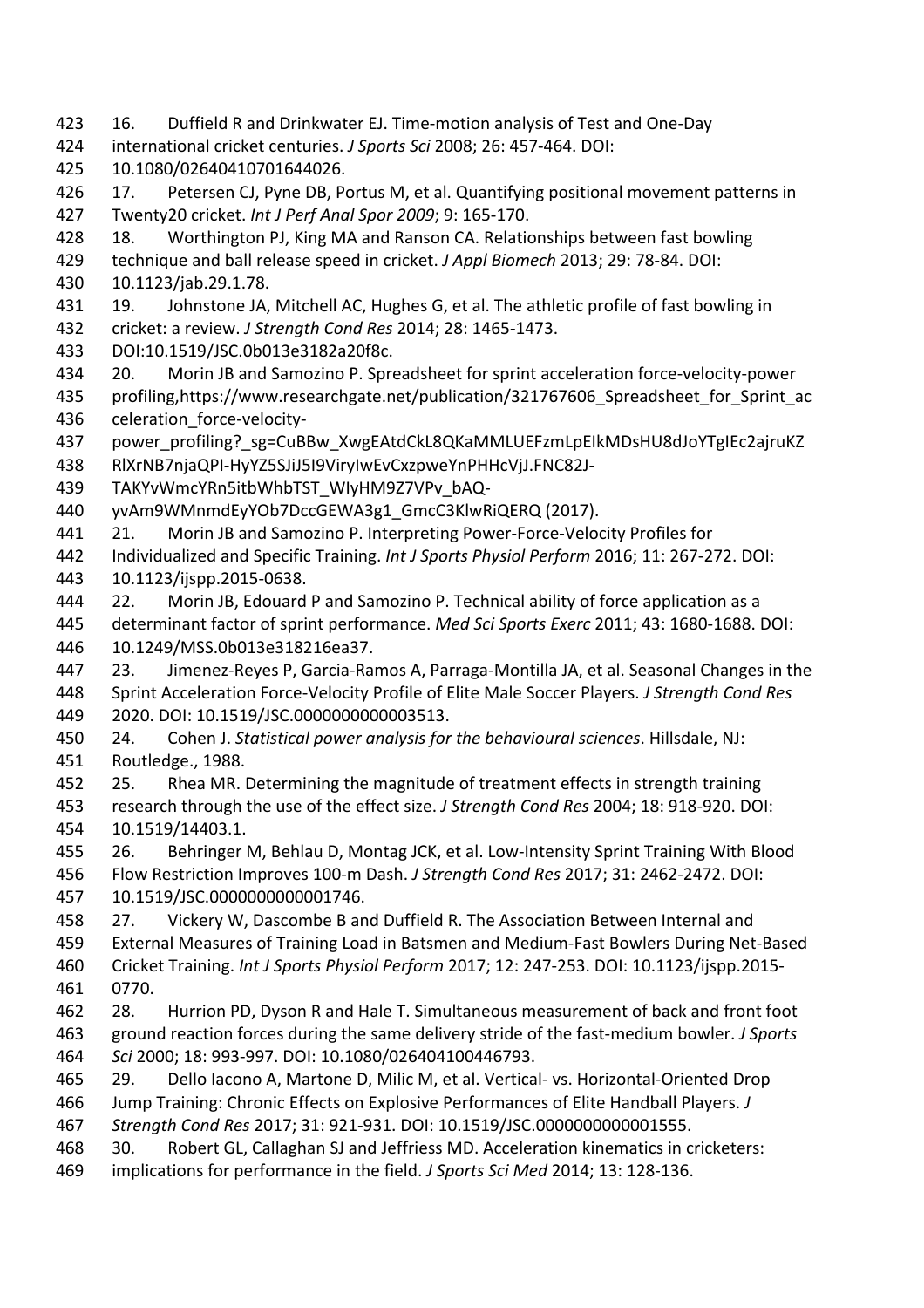16. Duffield R and Drinkwater EJ. Time-motion analysis of Test and One-Day international cricket centuries. *J Sports Sci* 2008; 26: 457-464. DOI: 10.1080/02640410701644026.

17. Petersen CJ, Pyne DB, Portus M, et al. Quantifying positional movement patterns in Twenty20 cricket. *Int J Perf Anal Spor 2009*; 9: 165-170.

18. Worthington PJ, King MA and Ranson CA. Relationships between fast bowling technique and ball release speed in cricket. *J Appl Biomech* 2013; 29: 78-84. DOI: 10.1123/jab.29.1.78.

19. Johnstone JA, Mitchell AC, Hughes G, et al. The athletic profile of fast bowling in cricket: a review. *J Strength Cond Res* 2014; 28: 1465-1473. DOI:10.1519/JSC.0b013e3182a20f8c.

20. Morin JB and Samozino P. Spreadsheet for sprint acceleration force-velocity-power profiling,https://www.researchgate.net/publication/321767606_Spreadsheet_for_Sprint_acceleration_force-velocity-power_profiling?_sg=CuBBw_XwgEAtdCkL8QKaMMLUEFzmLpEIkMDsHU8dJoYTgIEc2ajruKZRlXrNB7njaQPI-HyYZ5SJiJ5I9ViryIwEvCxzpweYnPHHcVjJ.FNC82J-TAKYvWmcYRn5itbWhbTST_WIyHM9Z7VPv_bAQ-yvAm9WMnmdEyYOb7DccGEWA3g1_GmcC3KlwRiQERQ (2017).

21. Morin JB and Samozino P. Interpreting Power-Force-Velocity Profiles for Individualized and Specific Training. *Int J Sports Physiol Perform* 2016; 11: 267-272. DOI: 10.1123/ijspp.2015-0638.

22. Morin JB, Edouard P and Samozino P. Technical ability of force application as a determinant factor of sprint performance. *Med Sci Sports Exerc* 2011; 43: 1680-1688. DOI: 10.1249/MSS.0b013e318216ea37.

23. Jimenez-Reyes P, Garcia-Ramos A, Parraga-Montilla JA, et al. Seasonal Changes in the Sprint Acceleration Force-Velocity Profile of Elite Male Soccer Players. *J Strength Cond Res* 2020. DOI: 10.1519/JSC.0000000000003513.

24. Cohen J. *Statistical power analysis for the behavioural sciences*. Hillsdale, NJ: Routledge., 1988.

25. Rhea MR. Determining the magnitude of treatment effects in strength training research through the use of the effect size. *J Strength Cond Res* 2004; 18: 918-920. DOI: 10.1519/14403.1.

26. Behringer M, Behlau D, Montag JCK, et al. Low-Intensity Sprint Training With Blood Flow Restriction Improves 100-m Dash. *J Strength Cond Res* 2017; 31: 2462-2472. DOI: 10.1519/JSC.0000000000001746.

27. Vickery W, Dascombe B and Duffield R. The Association Between Internal and External Measures of Training Load in Batsmen and Medium-Fast Bowlers During Net-Based Cricket Training. *Int J Sports Physiol Perform* 2017; 12: 247-253. DOI: 10.1123/ijspp.2015-0770.

28. Hurrion PD, Dyson R and Hale T. Simultaneous measurement of back and front foot ground reaction forces during the same delivery stride of the fast-medium bowler. *J Sports Sci* 2000; 18: 993-997. DOI: 10.1080/026404100446793.

29. Dello Iacono A, Martone D, Milic M, et al. Vertical- vs. Horizontal-Oriented Drop Jump Training: Chronic Effects on Explosive Performances of Elite Handball Players. *J Strength Cond Res* 2017; 31: 921-931. DOI: 10.1519/JSC.0000000000001555.

30. Robert GL, Callaghan SJ and Jeffriess MD. Acceleration kinematics in cricketers: implications for performance in the field. *J Sports Sci Med* 2014; 13: 128-136.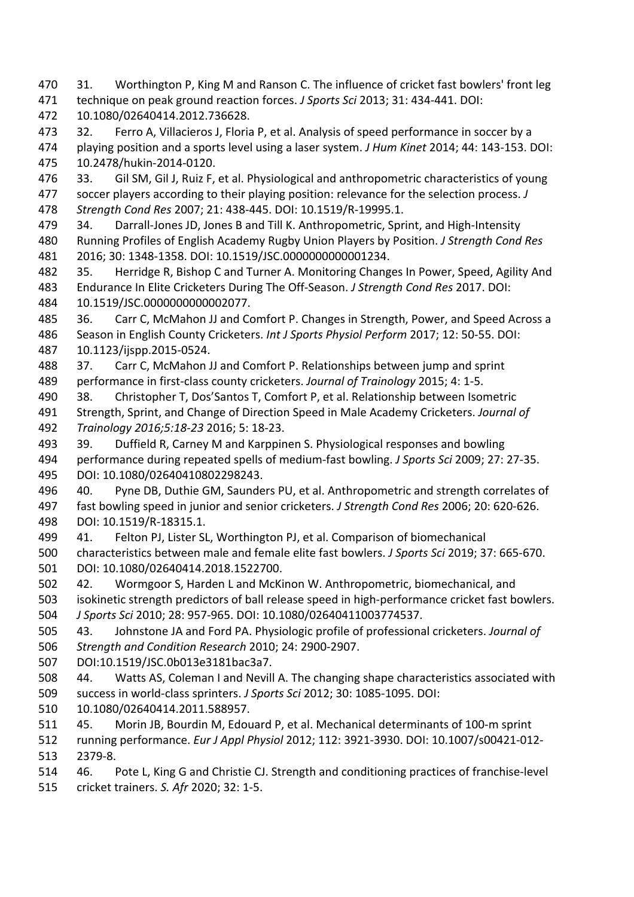31. Worthington P, King M and Ranson C. The influence of cricket fast bowlers' front leg technique on peak ground reaction forces. *J Sports Sci* 2013; 31: 434-441. DOI: 10.1080/02640414.2012.736628.

32. Ferro A, Villacieros J, Floria P, et al. Analysis of speed performance in soccer by a playing position and a sports level using a laser system. *J Hum Kinet* 2014; 44: 143-153. DOI: 10.2478/hukin-2014-0120.

33. Gil SM, Gil J, Ruiz F, et al. Physiological and anthropometric characteristics of young soccer players according to their playing position: relevance for the selection process. *J Strength Cond Res* 2007; 21: 438-445. DOI: 10.1519/R-19995.1.

34. Darrall-Jones JD, Jones B and Till K. Anthropometric, Sprint, and High-Intensity Running Profiles of English Academy Rugby Union Players by Position. *J Strength Cond Res* 2016; 30: 1348-1358. DOI: 10.1519/JSC.0000000000001234.

35. Herridge R, Bishop C and Turner A. Monitoring Changes In Power, Speed, Agility And Endurance In Elite Cricketers During The Off-Season. *J Strength Cond Res* 2017. DOI: 10.1519/JSC.0000000000002077.

36. Carr C, McMahon JJ and Comfort P. Changes in Strength, Power, and Speed Across a Season in English County Cricketers. *Int J Sports Physiol Perform* 2017; 12: 50-55. DOI: 10.1123/ijspp.2015-0524.

37. Carr C, McMahon JJ and Comfort P. Relationships between jump and sprint performance in first-class county cricketers. *Journal of Trainology* 2015; 4: 1-5.

38. Christopher T, Dos'Santos T, Comfort P, et al. Relationship between Isometric Strength, Sprint, and Change of Direction Speed in Male Academy Cricketers. *Journal of Trainology 2016;5:18-23* 2016; 5: 18-23.

39. Duffield R, Carney M and Karppinen S. Physiological responses and bowling performance during repeated spells of medium-fast bowling. *J Sports Sci* 2009; 27: 27-35. DOI: 10.1080/02640410802298243.

40. Pyne DB, Duthie GM, Saunders PU, et al. Anthropometric and strength correlates of fast bowling speed in junior and senior cricketers. *J Strength Cond Res* 2006; 20: 620-626. DOI: 10.1519/R-18315.1.

41. Felton PJ, Lister SL, Worthington PJ, et al. Comparison of biomechanical characteristics between male and female elite fast bowlers. *J Sports Sci* 2019; 37: 665-670. DOI: 10.1080/02640414.2018.1522700.

42. Wormgoor S, Harden L and McKinon W. Anthropometric, biomechanical, and isokinetic strength predictors of ball release speed in high-performance cricket fast bowlers. *J Sports Sci* 2010; 28: 957-965. DOI: 10.1080/02640411003774537.

43. Johnstone JA and Ford PA. Physiologic profile of professional cricketers. *Journal of Strength and Conditioning Research* 2010; 24: 2900-2907. DOI:10.1519/JSC.0b013e3181bac3a7.

44. Watts AS, Coleman I and Nevill A. The changing shape characteristics associated with success in world-class sprinters. *J Sports Sci* 2012; 30: 1085-1095. DOI: 10.1080/02640414.2011.588957.

45. Morin JB, Bourdin M, Edouard P, et al. Mechanical determinants of 100-m sprint running performance. *Eur J Appl Physiol* 2012; 112: 3921-3930. DOI: 10.1007/s00421-012-2379-8.

46. Pote L, King G and Christie CJ. Strength and conditioning practices of franchise-level cricket trainers. *S. Afr* 2020; 32: 1-5.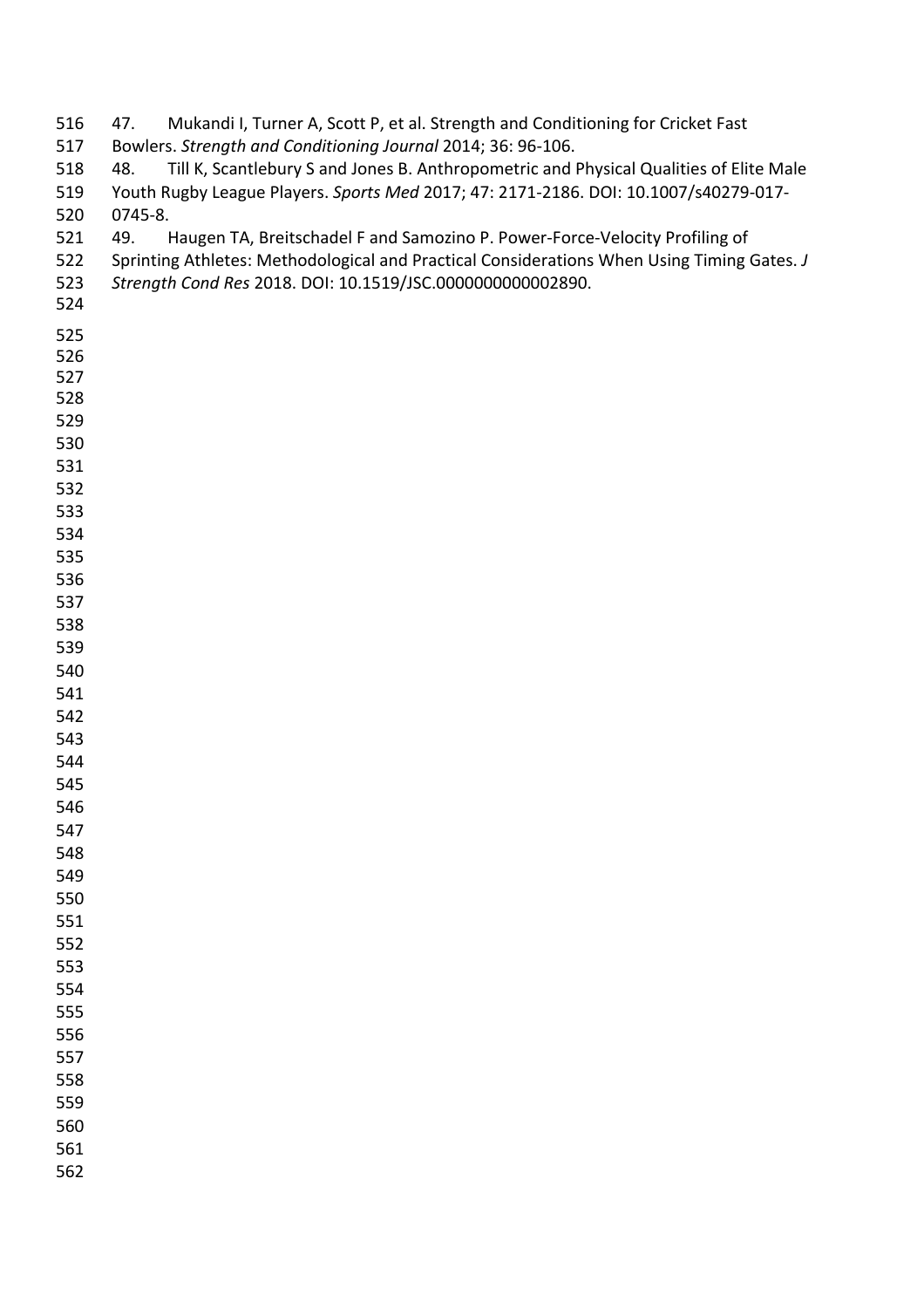47. Mukandi I, Turner A, Scott P, et al. Strength and Conditioning for Cricket Fast Bowlers. *Strength and Conditioning Journal* 2014; 36: 96-106.

48. Till K, Scantlebury S and Jones B. Anthropometric and Physical Qualities of Elite Male Youth Rugby League Players. *Sports Med* 2017; 47: 2171-2186. DOI: 10.1007/s40279-017-0745-8.

49. Haugen TA, Breitschadel F and Samozino P. Power-Force-Velocity Profiling of Sprinting Athletes: Methodological and Practical Considerations When Using Timing Gates. *J Strength Cond Res* 2018. DOI: 10.1519/JSC.0000000000002890.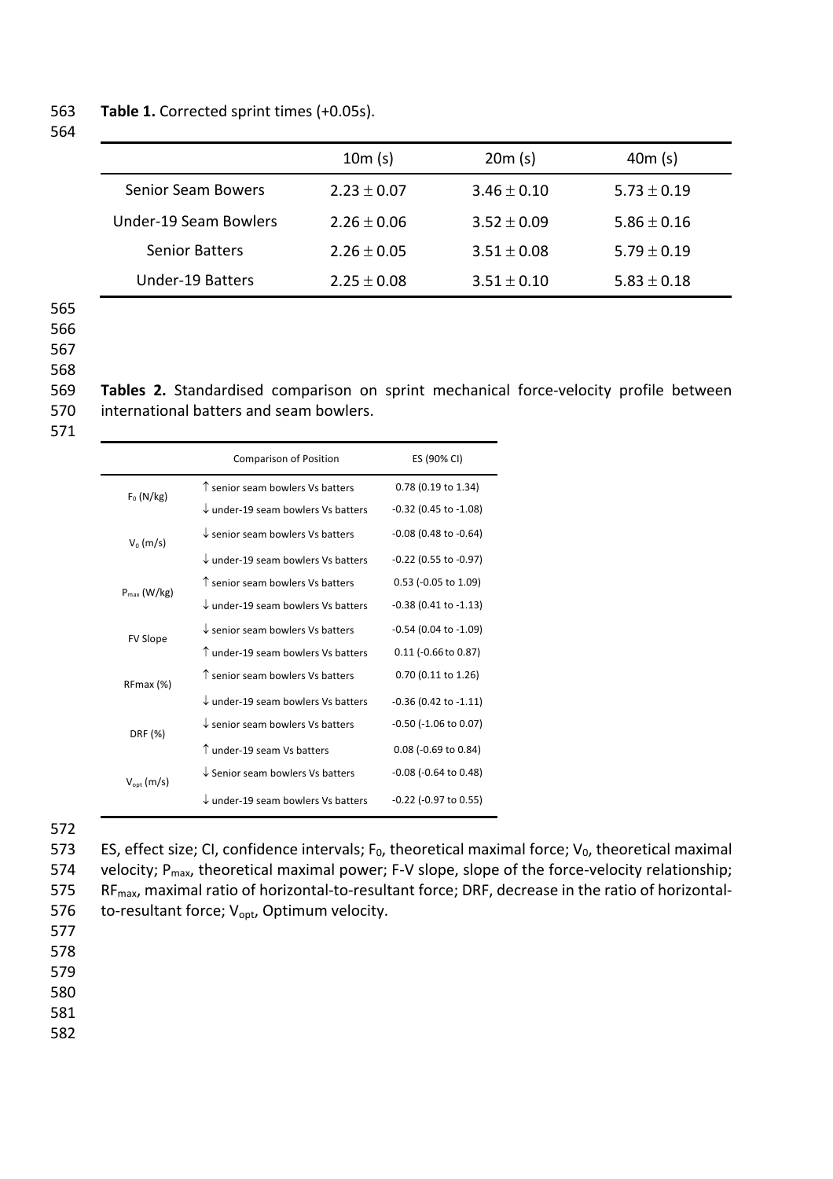**Table 1.** Corrected sprint times (+0.05s).

| | 10m (s) | 20m (s) | 40m (s) |
|---|---|---|---|
| Senior Seam Bowers | $2.23 \pm 0.07$ | $3.46 \pm 0.10$ | $5.73 \pm 0.19$ |
| Under-19 Seam Bowlers | $2.26 \pm 0.06$ | $3.52 \pm 0.09$ | $5.86 \pm 0.16$ |
| Senior Batters | $2.26 \pm 0.05$ | $3.51 \pm 0.08$ | $5.79 \pm 0.19$ |
| Under-19 Batters | $2.25 \pm 0.08$ | $3.51 \pm 0.10$ | $5.83 \pm 0.18$ |

**Tables 2.** Standardised comparison on sprint mechanical force-velocity profile between international batters and seam bowlers.

| | Comparison of Position | ES (90% CI) |
|---|---|---|
| $F_0$ (N/kg) | ↑ senior seam bowlers Vs batters | 0.78 (0.19 to 1.34) |
| | ↓ under-19 seam bowlers Vs batters | -0.32 (0.45 to -1.08) |
| $V_0$ (m/s) | ↓ senior seam bowlers Vs batters | -0.08 (0.48 to -0.64) |
| | ↓ under-19 seam bowlers Vs batters | -0.22 (0.55 to -0.97) |
| $P_{max}$ (W/kg) | ↑ senior seam bowlers Vs batters | 0.53 (-0.05 to 1.09) |
| | ↓ under-19 seam bowlers Vs batters | -0.38 (0.41 to -1.13) |
| FV Slope | ↓ senior seam bowlers Vs batters | -0.54 (0.04 to -1.09) |
| | ↑ under-19 seam bowlers Vs batters | 0.11 (-0.66 to 0.87) |
| RFmax (%) | ↑ senior seam bowlers Vs batters | 0.70 (0.11 to 1.26) |
| | ↓ under-19 seam bowlers Vs batters | -0.36 (0.42 to -1.11) |
| DRF (%) | ↓ senior seam bowlers Vs batters | -0.50 (-1.06 to 0.07) |
| | ↑ under-19 seam Vs batters | 0.08 (-0.69 to 0.84) |
| $V_{opt}$ (m/s) | ↓ Senior seam bowlers Vs batters | -0.08 (-0.64 to 0.48) |
| | ↓ under-19 seam bowlers Vs batters | -0.22 (-0.97 to 0.55) |

ES, effect size; CI, confidence intervals; $F_0$, theoretical maximal force; $V_0$, theoretical maximal velocity; $P_{max}$, theoretical maximal power; F-V slope, slope of the force-velocity relationship; $RF_{max}$, maximal ratio of horizontal-to-resultant force; DRF, decrease in the ratio of horizontal-to-resultant force; $V_{opt}$, Optimum velocity.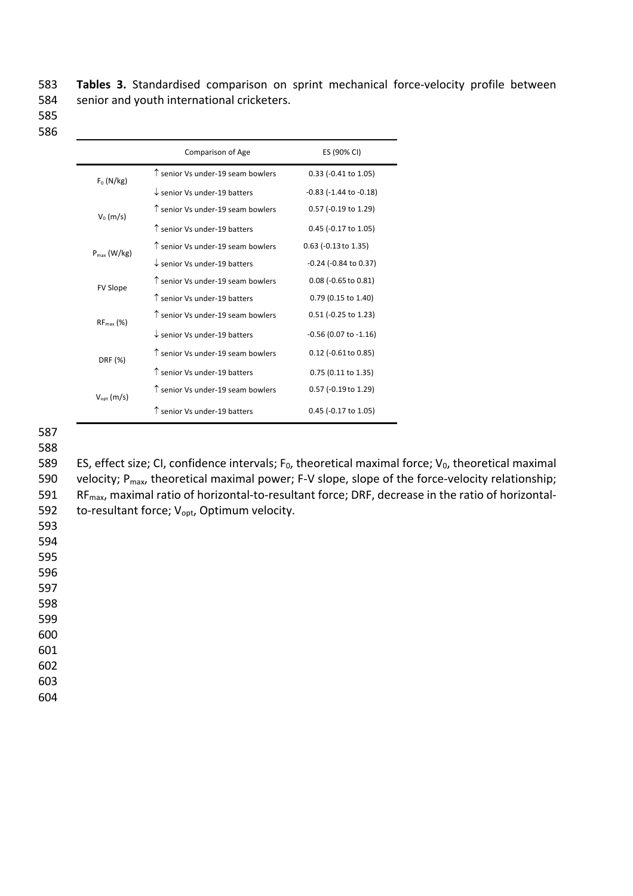**Tables 3.** Standardised comparison on sprint mechanical force-velocity profile between senior and youth international cricketers.

| | Comparison of Age | ES (90% CI) |
|---|---|---|
| $F_0$ (N/kg) | ↑ senior Vs under-19 seam bowlers | 0.33 (-0.41 to 1.05) |
| | ↓ senior Vs under-19 batters | -0.83 (-1.44 to -0.18) |
| $V_0$ (m/s) | ↑ senior Vs under-19 seam bowlers | 0.57 (-0.19 to 1.29) |
| | ↑ senior Vs under-19 batters | 0.45 (-0.17 to 1.05) |
| $P_{max}$ (W/kg) | ↑ senior Vs under-19 seam bowlers | 0.63 (-0.13 to 1.35) |
| | ↓ senior Vs under-19 batters | -0.24 (-0.84 to 0.37) |
| FV Slope | ↑ senior Vs under-19 seam bowlers | 0.08 (-0.65 to 0.81) |
| | ↑ senior Vs under-19 batters | 0.79 (0.15 to 1.40) |
| $RF_{max}$ (%) | ↑ senior Vs under-19 seam bowlers | 0.51 (-0.25 to 1.23) |
| | ↓ senior Vs under-19 batters | -0.56 (0.07 to -1.16) |
| DRF (%) | ↑ senior Vs under-19 seam bowlers | 0.12 (-0.61 to 0.85) |
| | ↑ senior Vs under-19 batters | 0.75 (0.11 to 1.35) |
| $V_{opt}$ (m/s) | ↑ senior Vs under-19 seam bowlers | 0.57 (-0.19 to 1.29) |
| | ↑ senior Vs under-19 batters | 0.45 (-0.17 to 1.05) |

ES, effect size; CI, confidence intervals; $F_0$, theoretical maximal force; $V_0$, theoretical maximal velocity; $P_{max}$, theoretical maximal power; F-V slope, slope of the force-velocity relationship; $RF_{max}$, maximal ratio of horizontal-to-resultant force; DRF, decrease in the ratio of horizontal-to-resultant force; $V_{opt}$, Optimum velocity.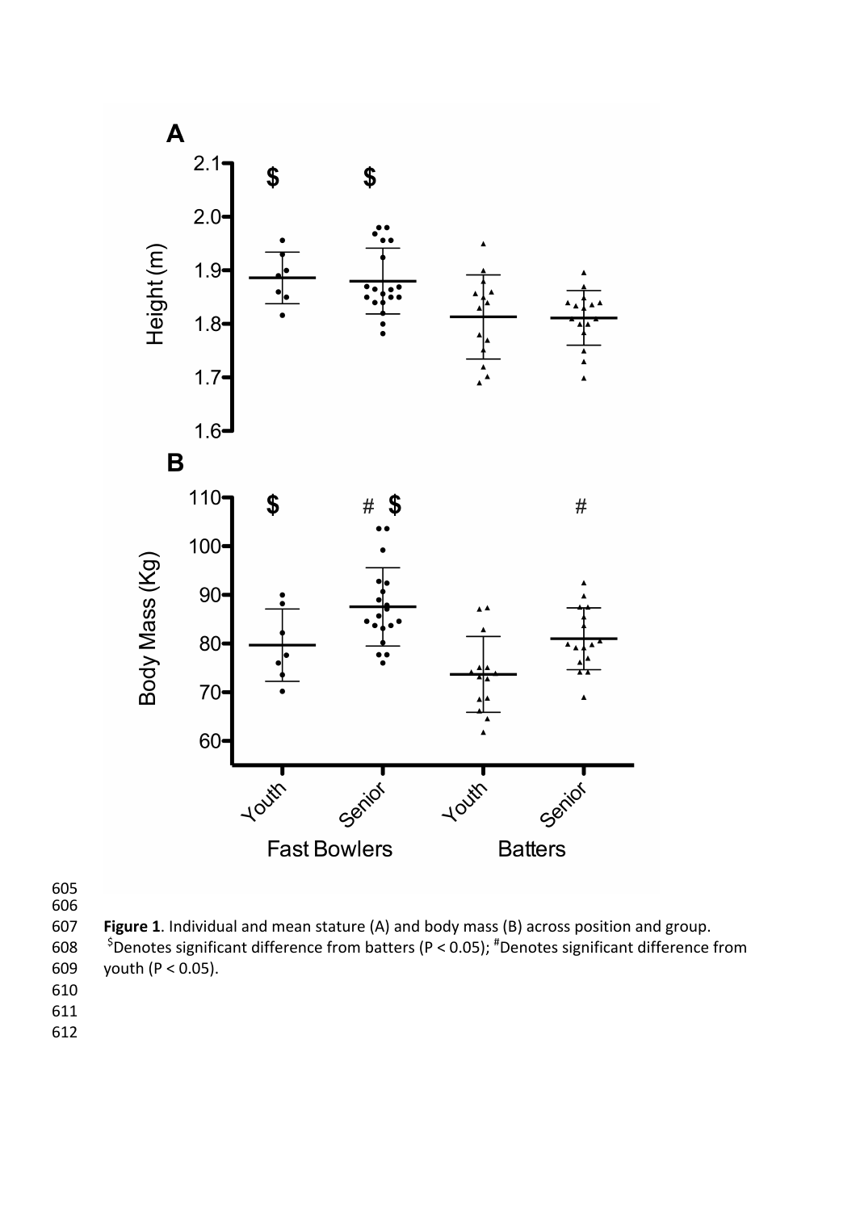**Figure 1**. Individual and mean stature (A) and body mass (B) across position and group. [$]Denotes significant difference from batters ($P < 0.05$); [#]Denotes significant difference from youth ($P < 0.05$).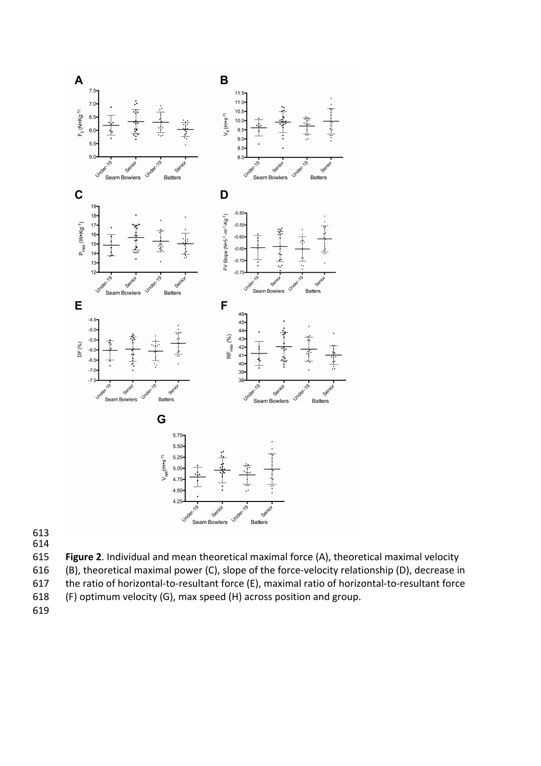A

$F_0$ (N•Kg$^{-1}$)

7.5
7.0
6.5
6.0
5.5
5.0

Under-19 Senior Under-19 Senior
Seam Bowlers Batters

B

$V_0$ (m•s$^{-1}$)

11.5
11.0
10.5
10.0
9.5
9.0
8.5
8.0

Under-19 Senior Under-19 Senior
Seam Bowlers Batters

C

$P_{max}$ (W•Kg$^{-1}$)

19
18
17
16
15
14
13
12

Under-19 Senior Under-19 Senior
Seam Bowlers Batters

D

FV Slope (N•S$^{-1}$ •m$^{-1}$•Kg$^{-1}$)

-0.50
-0.55
-0.60
-0.65
-0.70
-0.75

Under-19 Senior Under-19 Senior
Seam Bowlers Batters

E

DF (%)

-4.5
-5.0
-5.5
-6.0
-6.5
-7.0
-7.5

Under-19 Senior Under-19 Senior
Seam Bowlers Batters

F

$RF_{max}$ (%)

46
45
44
43
42
41
40
39
38

Under-19 Senior Under-19 Senior
Seam Bowlers Batters

G

$V_{opt}$(m•s$^{-1}$)

5.75
5.50
5.25
5.00
4.75
4.50
4.25

Under-19 Senior Under-19 Senior
Seam Bowlers Batters

**Figure 2**. Individual and mean theoretical maximal force (A), theoretical maximal velocity (B), theoretical maximal power (C), slope of the force-velocity relationship (D), decrease in the ratio of horizontal-to-resultant force (E), maximal ratio of horizontal-to-resultant force (F) optimum velocity (G), max speed (H) across position and group.